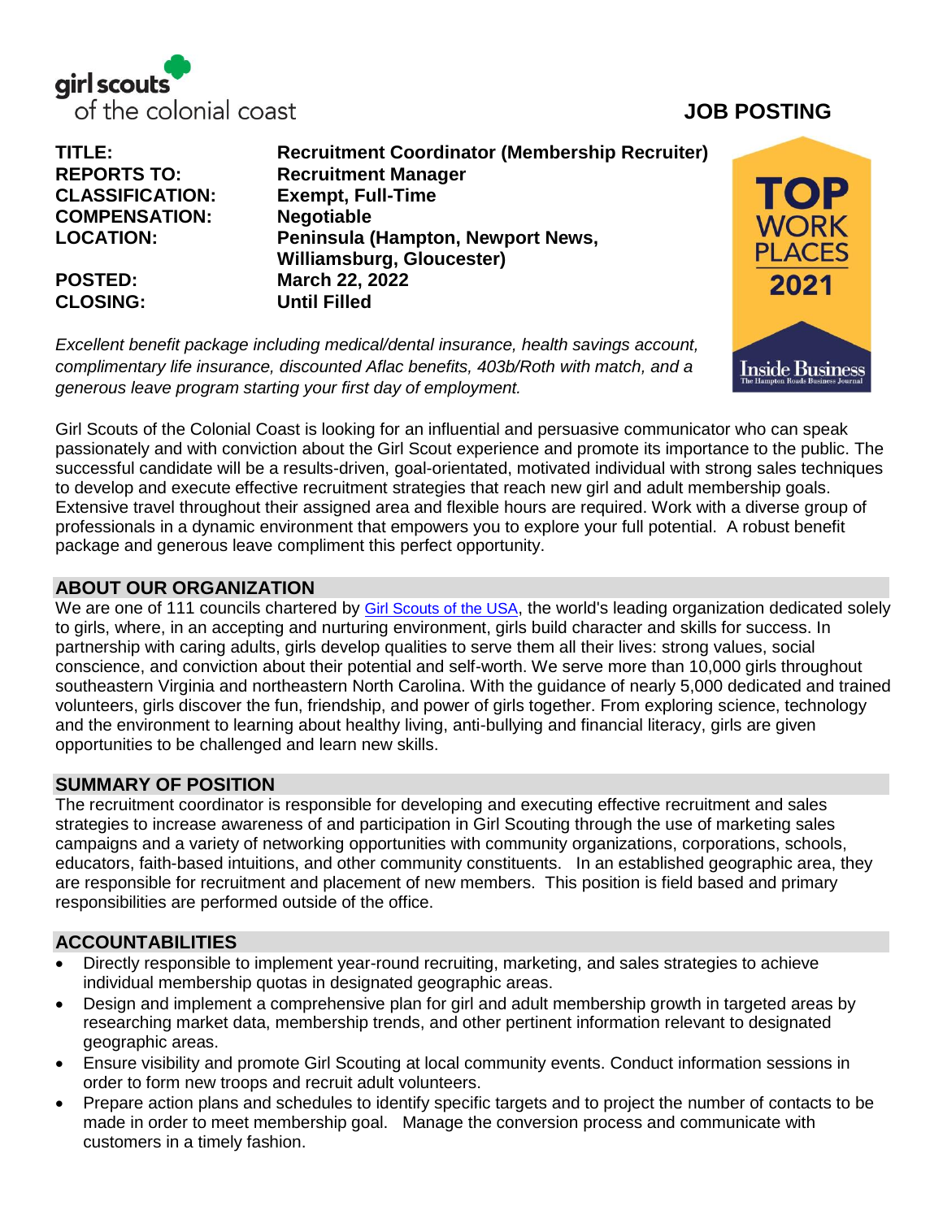girl scouts of the colonial coast

# JOB POSTING

| | |
|---|---|
| **TITLE:** | **Recruitment Coordinator (Membership Recruiter)** |
| **REPORTS TO:** | **Recruitment Manager** |
| **CLASSIFICATION:** | **Exempt, Full-Time** |
| **COMPENSATION:** | **Negotiable** |
| **LOCATION:** | **Peninsula (Hampton, Newport News, Williamsburg, Gloucester)** |
| **POSTED:** | **March 22, 2022** |
| **CLOSING:** | **Until Filled** |

TOP WORK PLACES 2021 — Inside Business, The Hampton Roads Business Journal

*Excellent benefit package including medical/dental insurance, health savings account, complimentary life insurance, discounted Aflac benefits, 403b/Roth with match, and a generous leave program starting your first day of employment.*

Girl Scouts of the Colonial Coast is looking for an influential and persuasive communicator who can speak passionately and with conviction about the Girl Scout experience and promote its importance to the public. The successful candidate will be a results-driven, goal-orientated, motivated individual with strong sales techniques to develop and execute effective recruitment strategies that reach new girl and adult membership goals. Extensive travel throughout their assigned area and flexible hours are required. Work with a diverse group of professionals in a dynamic environment that empowers you to explore your full potential. A robust benefit package and generous leave compliment this perfect opportunity.

## ABOUT OUR ORGANIZATION

We are one of 111 councils chartered by Girl Scouts of the USA, the world's leading organization dedicated solely to girls, where, in an accepting and nurturing environment, girls build character and skills for success. In partnership with caring adults, girls develop qualities to serve them all their lives: strong values, social conscience, and conviction about their potential and self-worth. We serve more than 10,000 girls throughout southeastern Virginia and northeastern North Carolina. With the guidance of nearly 5,000 dedicated and trained volunteers, girls discover the fun, friendship, and power of girls together. From exploring science, technology and the environment to learning about healthy living, anti-bullying and financial literacy, girls are given opportunities to be challenged and learn new skills.

## SUMMARY OF POSITION

The recruitment coordinator is responsible for developing and executing effective recruitment and sales strategies to increase awareness of and participation in Girl Scouting through the use of marketing sales campaigns and a variety of networking opportunities with community organizations, corporations, schools, educators, faith-based intuitions, and other community constituents. In an established geographic area, they are responsible for recruitment and placement of new members. This position is field based and primary responsibilities are performed outside of the office.

## ACCOUNTABILITIES

- Directly responsible to implement year-round recruiting, marketing, and sales strategies to achieve individual membership quotas in designated geographic areas.
- Design and implement a comprehensive plan for girl and adult membership growth in targeted areas by researching market data, membership trends, and other pertinent information relevant to designated geographic areas.
- Ensure visibility and promote Girl Scouting at local community events. Conduct information sessions in order to form new troops and recruit adult volunteers.
- Prepare action plans and schedules to identify specific targets and to project the number of contacts to be made in order to meet membership goal. Manage the conversion process and communicate with customers in a timely fashion.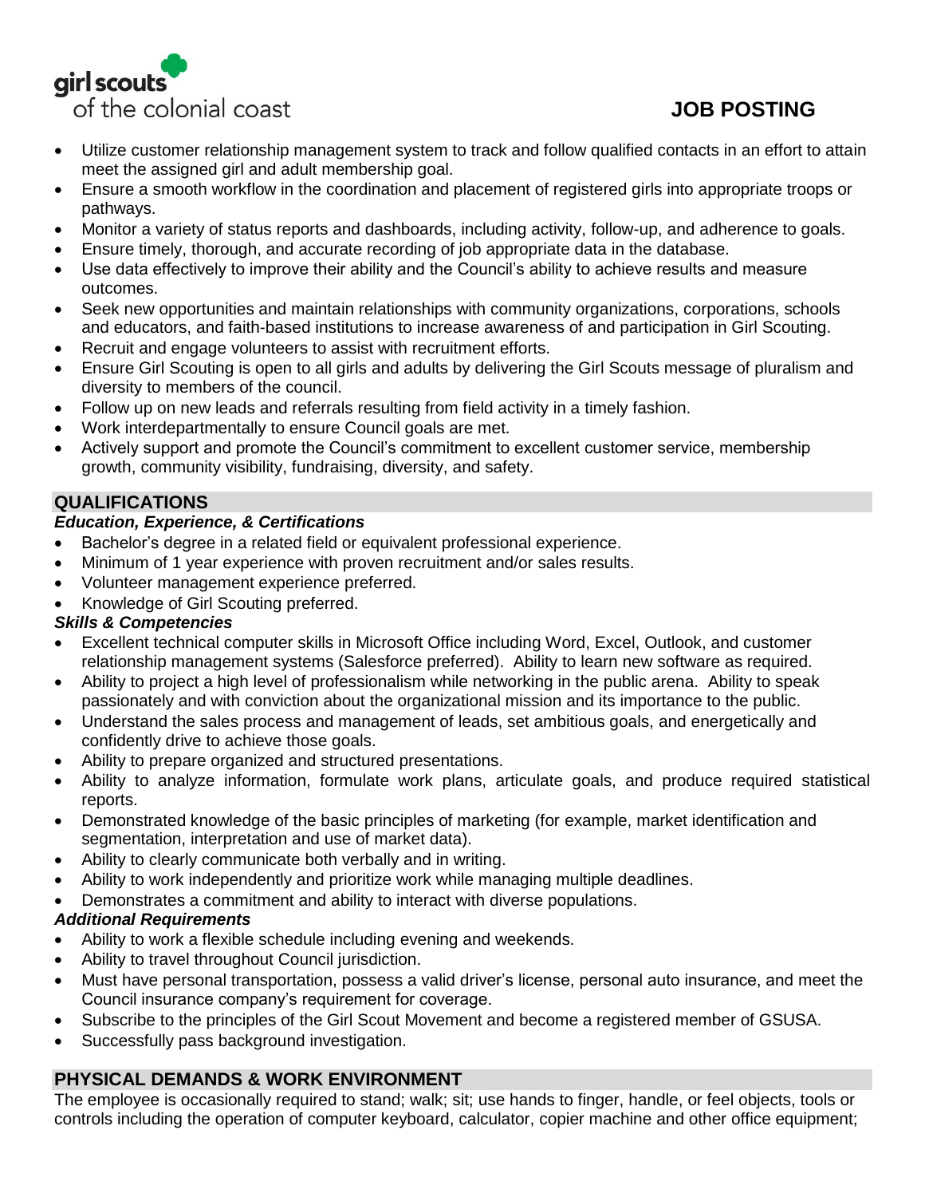- Utilize customer relationship management system to track and follow qualified contacts in an effort to attain meet the assigned girl and adult membership goal.
- Ensure a smooth workflow in the coordination and placement of registered girls into appropriate troops or pathways.
- Monitor a variety of status reports and dashboards, including activity, follow-up, and adherence to goals.
- Ensure timely, thorough, and accurate recording of job appropriate data in the database.
- Use data effectively to improve their ability and the Council's ability to achieve results and measure outcomes.
- Seek new opportunities and maintain relationships with community organizations, corporations, schools and educators, and faith-based institutions to increase awareness of and participation in Girl Scouting.
- Recruit and engage volunteers to assist with recruitment efforts.
- Ensure Girl Scouting is open to all girls and adults by delivering the Girl Scouts message of pluralism and diversity to members of the council.
- Follow up on new leads and referrals resulting from field activity in a timely fashion.
- Work interdepartmentally to ensure Council goals are met.
- Actively support and promote the Council's commitment to excellent customer service, membership growth, community visibility, fundraising, diversity, and safety.

## QUALIFICATIONS

***Education, Experience, & Certifications***

- Bachelor's degree in a related field or equivalent professional experience.
- Minimum of 1 year experience with proven recruitment and/or sales results.
- Volunteer management experience preferred.
- Knowledge of Girl Scouting preferred.

***Skills & Competencies***

- Excellent technical computer skills in Microsoft Office including Word, Excel, Outlook, and customer relationship management systems (Salesforce preferred). Ability to learn new software as required.
- Ability to project a high level of professionalism while networking in the public arena. Ability to speak passionately and with conviction about the organizational mission and its importance to the public.
- Understand the sales process and management of leads, set ambitious goals, and energetically and confidently drive to achieve those goals.
- Ability to prepare organized and structured presentations.
- Ability to analyze information, formulate work plans, articulate goals, and produce required statistical reports.
- Demonstrated knowledge of the basic principles of marketing (for example, market identification and segmentation, interpretation and use of market data).
- Ability to clearly communicate both verbally and in writing.
- Ability to work independently and prioritize work while managing multiple deadlines.
- Demonstrates a commitment and ability to interact with diverse populations.

***Additional Requirements***

- Ability to work a flexible schedule including evening and weekends.
- Ability to travel throughout Council jurisdiction.
- Must have personal transportation, possess a valid driver's license, personal auto insurance, and meet the Council insurance company's requirement for coverage.
- Subscribe to the principles of the Girl Scout Movement and become a registered member of GSUSA.
- Successfully pass background investigation.

## PHYSICAL DEMANDS & WORK ENVIRONMENT

The employee is occasionally required to stand; walk; sit; use hands to finger, handle, or feel objects, tools or controls including the operation of computer keyboard, calculator, copier machine and other office equipment;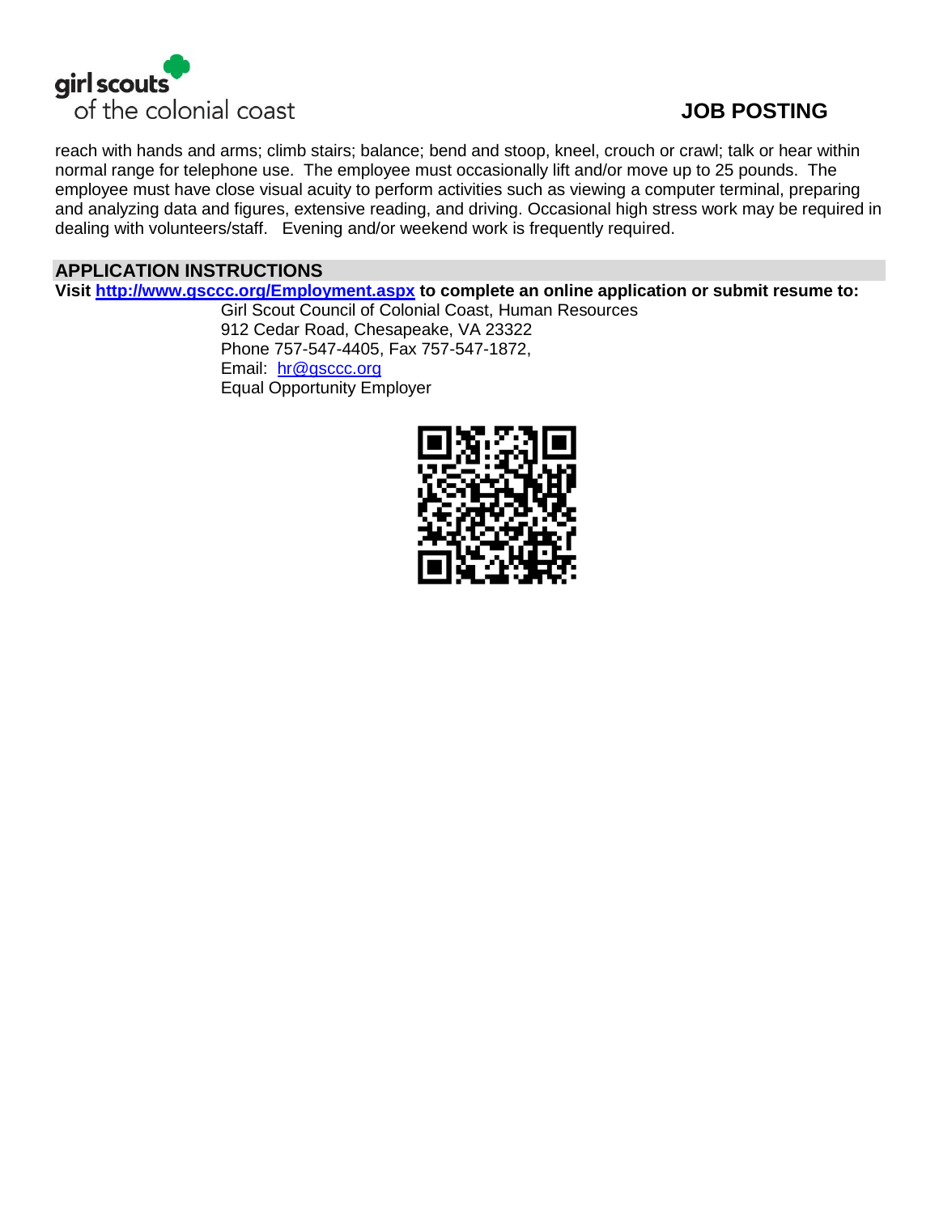reach with hands and arms; climb stairs; balance; bend and stoop, kneel, crouch or crawl; talk or hear within normal range for telephone use. The employee must occasionally lift and/or move up to 25 pounds. The employee must have close visual acuity to perform activities such as viewing a computer terminal, preparing and analyzing data and figures, extensive reading, and driving. Occasional high stress work may be required in dealing with volunteers/staff. Evening and/or weekend work is frequently required.

## APPLICATION INSTRUCTIONS

**Visit [http://www.gsccc.org/Employment.aspx](http://www.gsccc.org/Employment.aspx) to complete an online application or submit resume to:**

Girl Scout Council of Colonial Coast, Human Resources
912 Cedar Road, Chesapeake, VA 23322
Phone 757-547-4405, Fax 757-547-1872,
Email: [hr@gsccc.org](mailto:hr@gsccc.org)
Equal Opportunity Employer